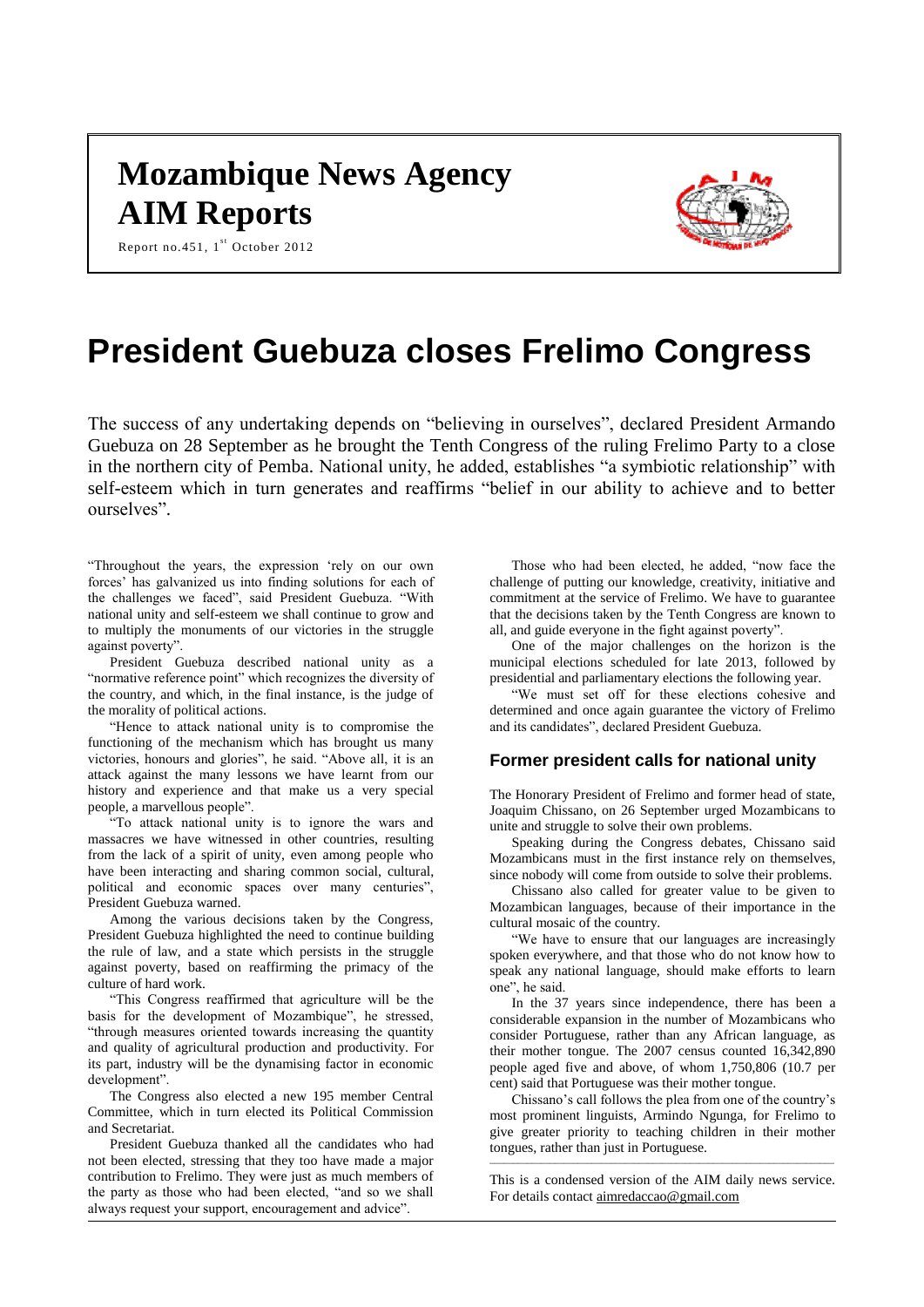# Mozambique News Agency
# AIM Reports

Report no.451, 1st October 2012

# President Guebuza closes Frelimo Congress

The success of any undertaking depends on "believing in ourselves", declared President Armando Guebuza on 28 September as he brought the Tenth Congress of the ruling Frelimo Party to a close in the northern city of Pemba. National unity, he added, establishes "a symbiotic relationship" with self-esteem which in turn generates and reaffirms "belief in our ability to achieve and to better ourselves".

"Throughout the years, the expression 'rely on our own forces' has galvanized us into finding solutions for each of the challenges we faced", said President Guebuza. "With national unity and self-esteem we shall continue to grow and to multiply the monuments of our victories in the struggle against poverty".

President Guebuza described national unity as a "normative reference point" which recognizes the diversity of the country, and which, in the final instance, is the judge of the morality of political actions.

"Hence to attack national unity is to compromise the functioning of the mechanism which has brought us many victories, honours and glories", he said. "Above all, it is an attack against the many lessons we have learnt from our history and experience and that make us a very special people, a marvellous people".

"To attack national unity is to ignore the wars and massacres we have witnessed in other countries, resulting from the lack of a spirit of unity, even among people who have been interacting and sharing common social, cultural, political and economic spaces over many centuries", President Guebuza warned.

Among the various decisions taken by the Congress, President Guebuza highlighted the need to continue building the rule of law, and a state which persists in the struggle against poverty, based on reaffirming the primacy of the culture of hard work.

"This Congress reaffirmed that agriculture will be the basis for the development of Mozambique", he stressed, "through measures oriented towards increasing the quantity and quality of agricultural production and productivity. For its part, industry will be the dynamising factor in economic development".

The Congress also elected a new 195 member Central Committee, which in turn elected its Political Commission and Secretariat.

President Guebuza thanked all the candidates who had not been elected, stressing that they too have made a major contribution to Frelimo. They were just as much members of the party as those who had been elected, "and so we shall always request your support, encouragement and advice".

Those who had been elected, he added, "now face the challenge of putting our knowledge, creativity, initiative and commitment at the service of Frelimo. We have to guarantee that the decisions taken by the Tenth Congress are known to all, and guide everyone in the fight against poverty".

One of the major challenges on the horizon is the municipal elections scheduled for late 2013, followed by presidential and parliamentary elections the following year.

"We must set off for these elections cohesive and determined and once again guarantee the victory of Frelimo and its candidates", declared President Guebuza.

## Former president calls for national unity

The Honorary President of Frelimo and former head of state, Joaquim Chissano, on 26 September urged Mozambicans to unite and struggle to solve their own problems.

Speaking during the Congress debates, Chissano said Mozambicans must in the first instance rely on themselves, since nobody will come from outside to solve their problems.

Chissano also called for greater value to be given to Mozambican languages, because of their importance in the cultural mosaic of the country.

"We have to ensure that our languages are increasingly spoken everywhere, and that those who do not know how to speak any national language, should make efforts to learn one", he said.

In the 37 years since independence, there has been a considerable expansion in the number of Mozambicans who consider Portuguese, rather than any African language, as their mother tongue. The 2007 census counted 16,342,890 people aged five and above, of whom 1,750,806 (10.7 per cent) said that Portuguese was their mother tongue.

Chissano's call follows the plea from one of the country's most prominent linguists, Armindo Ngunga, for Frelimo to give greater priority to teaching children in their mother tongues, rather than just in Portuguese.

---

This is a condensed version of the AIM daily news service. For details contact aimredaccao@gmail.com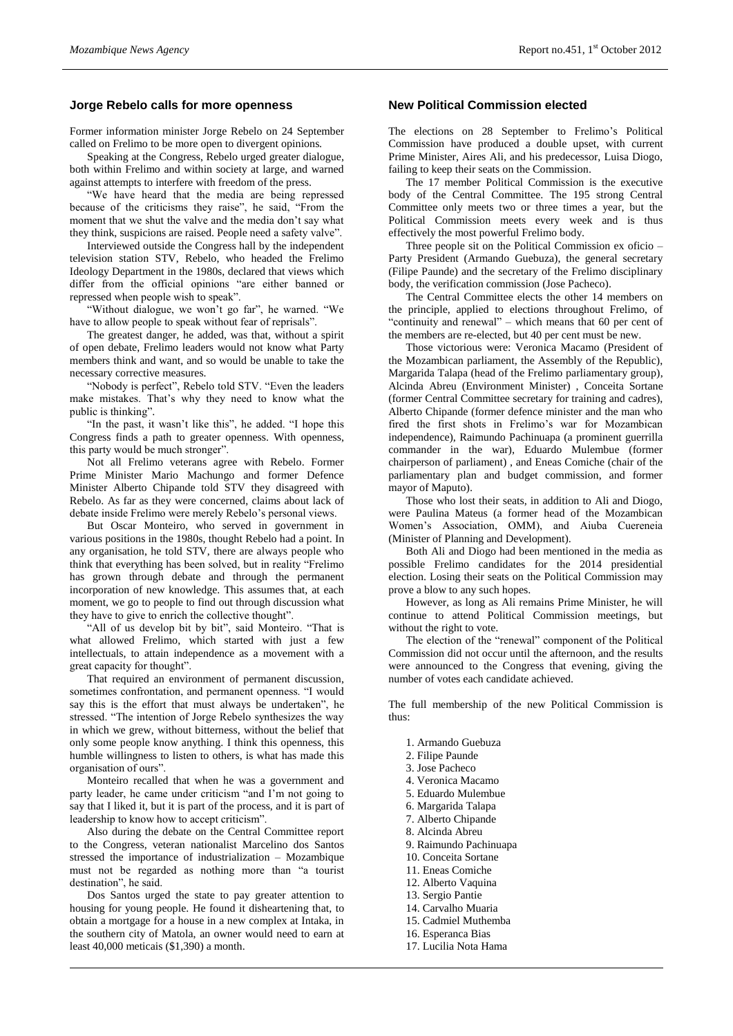## Jorge Rebelo calls for more openness

Former information minister Jorge Rebelo on 24 September called on Frelimo to be more open to divergent opinions.

Speaking at the Congress, Rebelo urged greater dialogue, both within Frelimo and within society at large, and warned against attempts to interfere with freedom of the press.

"We have heard that the media are being repressed because of the criticisms they raise", he said, "From the moment that we shut the valve and the media don't say what they think, suspicions are raised. People need a safety valve".

Interviewed outside the Congress hall by the independent television station STV, Rebelo, who headed the Frelimo Ideology Department in the 1980s, declared that views which differ from the official opinions "are either banned or repressed when people wish to speak".

"Without dialogue, we won't go far", he warned. "We have to allow people to speak without fear of reprisals".

The greatest danger, he added, was that, without a spirit of open debate, Frelimo leaders would not know what Party members think and want, and so would be unable to take the necessary corrective measures.

"Nobody is perfect", Rebelo told STV. "Even the leaders make mistakes. That's why they need to know what the public is thinking".

"In the past, it wasn't like this", he added. "I hope this Congress finds a path to greater openness. With openness, this party would be much stronger".

Not all Frelimo veterans agree with Rebelo. Former Prime Minister Mario Machungo and former Defence Minister Alberto Chipande told STV they disagreed with Rebelo. As far as they were concerned, claims about lack of debate inside Frelimo were merely Rebelo's personal views.

But Oscar Monteiro, who served in government in various positions in the 1980s, thought Rebelo had a point. In any organisation, he told STV, there are always people who think that everything has been solved, but in reality "Frelimo has grown through debate and through the permanent incorporation of new knowledge. This assumes that, at each moment, we go to people to find out through discussion what they have to give to enrich the collective thought".

"All of us develop bit by bit", said Monteiro. "That is what allowed Frelimo, which started with just a few intellectuals, to attain independence as a movement with a great capacity for thought".

That required an environment of permanent discussion, sometimes confrontation, and permanent openness. "I would say this is the effort that must always be undertaken", he stressed. "The intention of Jorge Rebelo synthesizes the way in which we grew, without bitterness, without the belief that only some people know anything. I think this openness, this humble willingness to listen to others, is what has made this organisation of ours".

Monteiro recalled that when he was a government and party leader, he came under criticism "and I'm not going to say that I liked it, but it is part of the process, and it is part of leadership to know how to accept criticism".

Also during the debate on the Central Committee report to the Congress, veteran nationalist Marcelino dos Santos stressed the importance of industrialization – Mozambique must not be regarded as nothing more than "a tourist destination", he said.

Dos Santos urged the state to pay greater attention to housing for young people. He found it disheartening that, to obtain a mortgage for a house in a new complex at Intaka, in the southern city of Matola, an owner would need to earn at least 40,000 meticais ($1,390) a month.

## New Political Commission elected

The elections on 28 September to Frelimo's Political Commission have produced a double upset, with current Prime Minister, Aires Ali, and his predecessor, Luisa Diogo, failing to keep their seats on the Commission.

The 17 member Political Commission is the executive body of the Central Committee. The 195 strong Central Committee only meets two or three times a year, but the Political Commission meets every week and is thus effectively the most powerful Frelimo body.

Three people sit on the Political Commission ex oficio – Party President (Armando Guebuza), the general secretary (Filipe Paunde) and the secretary of the Frelimo disciplinary body, the verification commission (Jose Pacheco).

The Central Committee elects the other 14 members on the principle, applied to elections throughout Frelimo, of "continuity and renewal" – which means that 60 per cent of the members are re-elected, but 40 per cent must be new.

Those victorious were: Veronica Macamo (President of the Mozambican parliament, the Assembly of the Republic), Margarida Talapa (head of the Frelimo parliamentary group), Alcinda Abreu (Environment Minister) , Conceita Sortane (former Central Committee secretary for training and cadres), Alberto Chipande (former defence minister and the man who fired the first shots in Frelimo's war for Mozambican independence), Raimundo Pachinuapa (a prominent guerrilla commander in the war), Eduardo Mulembue (former chairperson of parliament) , and Eneas Comiche (chair of the parliamentary plan and budget commission, and former mayor of Maputo).

Those who lost their seats, in addition to Ali and Diogo, were Paulina Mateus (a former head of the Mozambican Women's Association, OMM), and Aiuba Cuereneia (Minister of Planning and Development).

Both Ali and Diogo had been mentioned in the media as possible Frelimo candidates for the 2014 presidential election. Losing their seats on the Political Commission may prove a blow to any such hopes.

However, as long as Ali remains Prime Minister, he will continue to attend Political Commission meetings, but without the right to vote.

The election of the "renewal" component of the Political Commission did not occur until the afternoon, and the results were announced to the Congress that evening, giving the number of votes each candidate achieved.

The full membership of the new Political Commission is thus:

1. Armando Guebuza
2. Filipe Paunde
3. Jose Pacheco
4. Veronica Macamo
5. Eduardo Mulembue
6. Margarida Talapa
7. Alberto Chipande
8. Alcinda Abreu
9. Raimundo Pachinuapa
10. Conceita Sortane
11. Eneas Comiche
12. Alberto Vaquina
13. Sergio Pantie
14. Carvalho Muaria
15. Cadmiel Muthemba
16. Esperanca Bias
17. Lucilia Nota Hama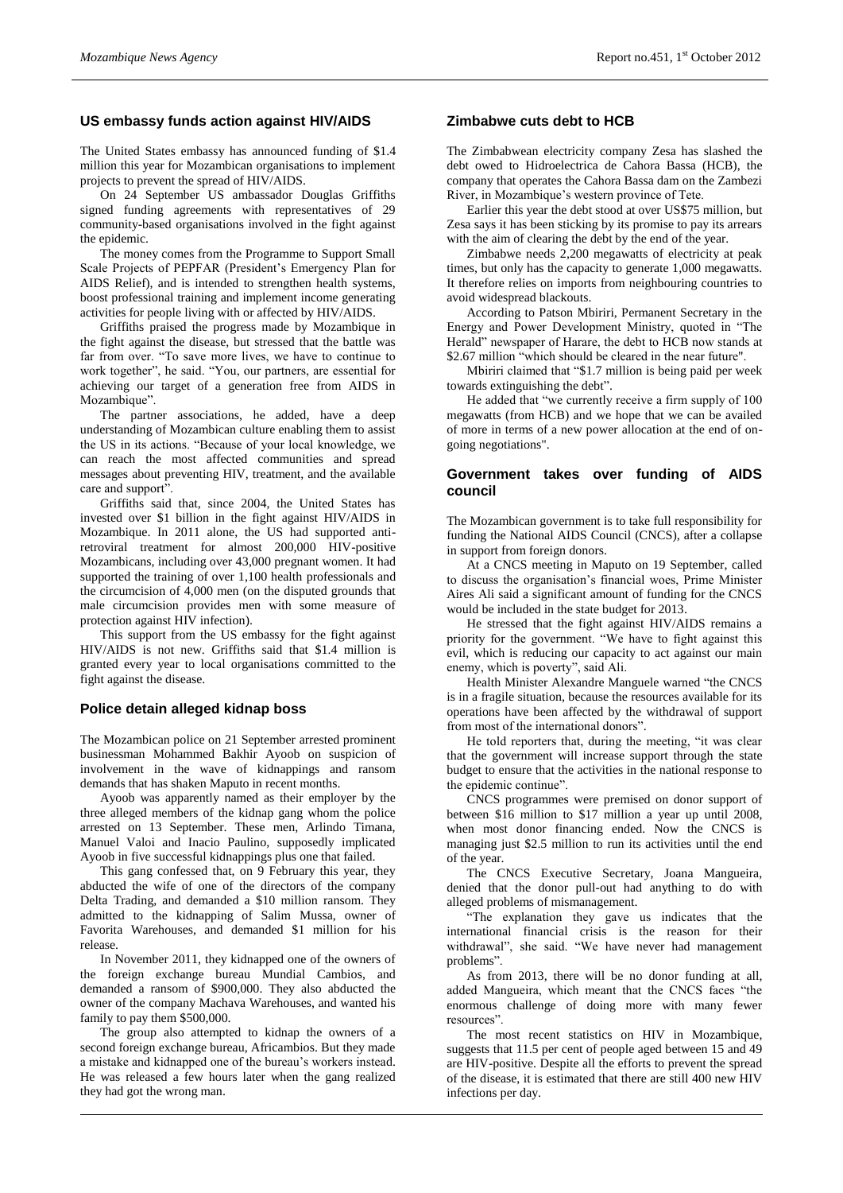## US embassy funds action against HIV/AIDS

The United States embassy has announced funding of $1.4 million this year for Mozambican organisations to implement projects to prevent the spread of HIV/AIDS.

On 24 September US ambassador Douglas Griffiths signed funding agreements with representatives of 29 community-based organisations involved in the fight against the epidemic.

The money comes from the Programme to Support Small Scale Projects of PEPFAR (President's Emergency Plan for AIDS Relief), and is intended to strengthen health systems, boost professional training and implement income generating activities for people living with or affected by HIV/AIDS.

Griffiths praised the progress made by Mozambique in the fight against the disease, but stressed that the battle was far from over. "To save more lives, we have to continue to work together", he said. "You, our partners, are essential for achieving our target of a generation free from AIDS in Mozambique".

The partner associations, he added, have a deep understanding of Mozambican culture enabling them to assist the US in its actions. "Because of your local knowledge, we can reach the most affected communities and spread messages about preventing HIV, treatment, and the available care and support".

Griffiths said that, since 2004, the United States has invested over $1 billion in the fight against HIV/AIDS in Mozambique. In 2011 alone, the US had supported anti-retroviral treatment for almost 200,000 HIV-positive Mozambicans, including over 43,000 pregnant women. It had supported the training of over 1,100 health professionals and the circumcision of 4,000 men (on the disputed grounds that male circumcision provides men with some measure of protection against HIV infection).

This support from the US embassy for the fight against HIV/AIDS is not new. Griffiths said that $1.4 million is granted every year to local organisations committed to the fight against the disease.

## Police detain alleged kidnap boss

The Mozambican police on 21 September arrested prominent businessman Mohammed Bakhir Ayoob on suspicion of involvement in the wave of kidnappings and ransom demands that has shaken Maputo in recent months.

Ayoob was apparently named as their employer by the three alleged members of the kidnap gang whom the police arrested on 13 September. These men, Arlindo Timana, Manuel Valoi and Inacio Paulino, supposedly implicated Ayoob in five successful kidnappings plus one that failed.

This gang confessed that, on 9 February this year, they abducted the wife of one of the directors of the company Delta Trading, and demanded a $10 million ransom. They admitted to the kidnapping of Salim Mussa, owner of Favorita Warehouses, and demanded $1 million for his release.

In November 2011, they kidnapped one of the owners of the foreign exchange bureau Mundial Cambios, and demanded a ransom of $900,000. They also abducted the owner of the company Machava Warehouses, and wanted his family to pay them $500,000.

The group also attempted to kidnap the owners of a second foreign exchange bureau, Africambios. But they made a mistake and kidnapped one of the bureau's workers instead. He was released a few hours later when the gang realized they had got the wrong man.

## Zimbabwe cuts debt to HCB

The Zimbabwean electricity company Zesa has slashed the debt owed to Hidroelectrica de Cahora Bassa (HCB), the company that operates the Cahora Bassa dam on the Zambezi River, in Mozambique's western province of Tete.

Earlier this year the debt stood at over US$75 million, but Zesa says it has been sticking by its promise to pay its arrears with the aim of clearing the debt by the end of the year.

Zimbabwe needs 2,200 megawatts of electricity at peak times, but only has the capacity to generate 1,000 megawatts. It therefore relies on imports from neighbouring countries to avoid widespread blackouts.

According to Patson Mbiriri, Permanent Secretary in the Energy and Power Development Ministry, quoted in "The Herald" newspaper of Harare, the debt to HCB now stands at $2.67 million "which should be cleared in the near future".

Mbiriri claimed that "$1.7 million is being paid per week towards extinguishing the debt".

He added that "we currently receive a firm supply of 100 megawatts (from HCB) and we hope that we can be availed of more in terms of a new power allocation at the end of on-going negotiations".

## Government takes over funding of AIDS council

The Mozambican government is to take full responsibility for funding the National AIDS Council (CNCS), after a collapse in support from foreign donors.

At a CNCS meeting in Maputo on 19 September, called to discuss the organisation's financial woes, Prime Minister Aires Ali said a significant amount of funding for the CNCS would be included in the state budget for 2013.

He stressed that the fight against HIV/AIDS remains a priority for the government. "We have to fight against this evil, which is reducing our capacity to act against our main enemy, which is poverty", said Ali.

Health Minister Alexandre Manguele warned "the CNCS is in a fragile situation, because the resources available for its operations have been affected by the withdrawal of support from most of the international donors".

He told reporters that, during the meeting, "it was clear that the government will increase support through the state budget to ensure that the activities in the national response to the epidemic continue".

CNCS programmes were premised on donor support of between $16 million to $17 million a year up until 2008, when most donor financing ended. Now the CNCS is managing just $2.5 million to run its activities until the end of the year.

The CNCS Executive Secretary, Joana Mangueira, denied that the donor pull-out had anything to do with alleged problems of mismanagement.

"The explanation they gave us indicates that the international financial crisis is the reason for their withdrawal", she said. "We have never had management problems".

As from 2013, there will be no donor funding at all, added Mangueira, which meant that the CNCS faces "the enormous challenge of doing more with many fewer resources".

The most recent statistics on HIV in Mozambique, suggests that 11.5 per cent of people aged between 15 and 49 are HIV-positive. Despite all the efforts to prevent the spread of the disease, it is estimated that there are still 400 new HIV infections per day.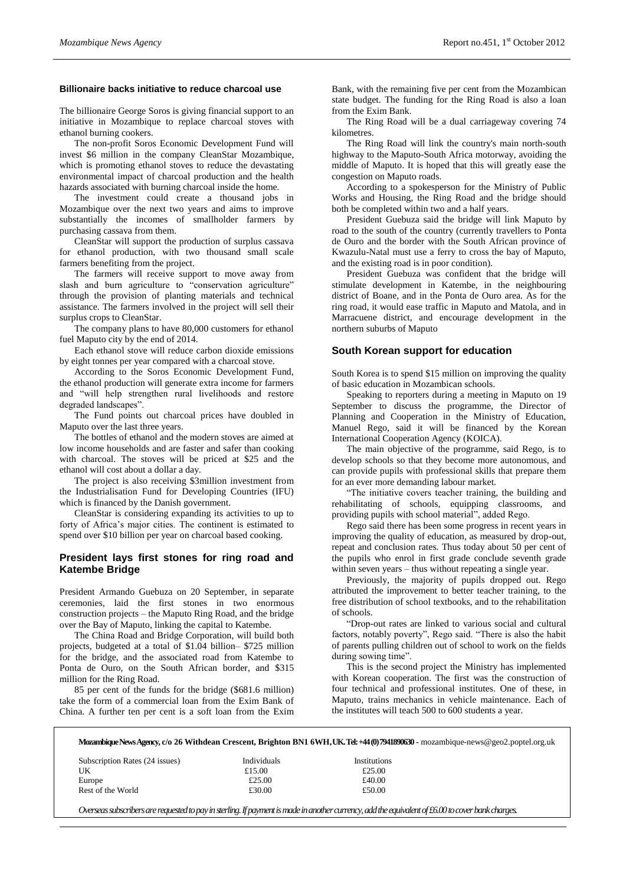## Billionaire backs initiative to reduce charcoal use

The billionaire George Soros is giving financial support to an initiative in Mozambique to replace charcoal stoves with ethanol burning cookers.

The non-profit Soros Economic Development Fund will invest $6 million in the company CleanStar Mozambique, which is promoting ethanol stoves to reduce the devastating environmental impact of charcoal production and the health hazards associated with burning charcoal inside the home.

The investment could create a thousand jobs in Mozambique over the next two years and aims to improve substantially the incomes of smallholder farmers by purchasing cassava from them.

CleanStar will support the production of surplus cassava for ethanol production, with two thousand small scale farmers benefiting from the project.

The farmers will receive support to move away from slash and burn agriculture to "conservation agriculture" through the provision of planting materials and technical assistance. The farmers involved in the project will sell their surplus crops to CleanStar.

The company plans to have 80,000 customers for ethanol fuel Maputo city by the end of 2014.

Each ethanol stove will reduce carbon dioxide emissions by eight tonnes per year compared with a charcoal stove.

According to the Soros Economic Development Fund, the ethanol production will generate extra income for farmers and "will help strengthen rural livelihoods and restore degraded landscapes".

The Fund points out charcoal prices have doubled in Maputo over the last three years.

The bottles of ethanol and the modern stoves are aimed at low income households and are faster and safer than cooking with charcoal. The stoves will be priced at $25 and the ethanol will cost about a dollar a day.

The project is also receiving $3million investment from the Industrialisation Fund for Developing Countries (IFU) which is financed by the Danish government.

CleanStar is considering expanding its activities to up to forty of Africa's major cities. The continent is estimated to spend over $10 billion per year on charcoal based cooking.

## President lays first stones for ring road and Katembe Bridge

President Armando Guebuza on 20 September, in separate ceremonies, laid the first stones in two enormous construction projects – the Maputo Ring Road, and the bridge over the Bay of Maputo, linking the capital to Katembe.

The China Road and Bridge Corporation, will build both projects, budgeted at a total of $1.04 billion– $725 million for the bridge, and the associated road from Katembe to Ponta de Ouro, on the South African border, and $315 million for the Ring Road.

85 per cent of the funds for the bridge ($681.6 million) take the form of a commercial loan from the Exim Bank of China. A further ten per cent is a soft loan from the Exim Bank, with the remaining five per cent from the Mozambican state budget. The funding for the Ring Road is also a loan from the Exim Bank.

The Ring Road will be a dual carriageway covering 74 kilometres.

The Ring Road will link the country's main north-south highway to the Maputo-South Africa motorway, avoiding the middle of Maputo. It is hoped that this will greatly ease the congestion on Maputo roads.

According to a spokesperson for the Ministry of Public Works and Housing, the Ring Road and the bridge should both be completed within two and a half years.

President Guebuza said the bridge will link Maputo by road to the south of the country (currently travellers to Ponta de Ouro and the border with the South African province of Kwazulu-Natal must use a ferry to cross the bay of Maputo, and the existing road is in poor condition).

President Guebuza was confident that the bridge will stimulate development in Katembe, in the neighbouring district of Boane, and in the Ponta de Ouro area. As for the ring road, it would ease traffic in Maputo and Matola, and in Marracuene district, and encourage development in the northern suburbs of Maputo

## South Korean support for education

South Korea is to spend $15 million on improving the quality of basic education in Mozambican schools.

Speaking to reporters during a meeting in Maputo on 19 September to discuss the programme, the Director of Planning and Cooperation in the Ministry of Education, Manuel Rego, said it will be financed by the Korean International Cooperation Agency (KOICA).

The main objective of the programme, said Rego, is to develop schools so that they become more autonomous, and can provide pupils with professional skills that prepare them for an ever more demanding labour market.

"The initiative covers teacher training, the building and rehabilitating of schools, equipping classrooms, and providing pupils with school material", added Rego.

Rego said there has been some progress in recent years in improving the quality of education, as measured by drop-out, repeat and conclusion rates. Thus today about 50 per cent of the pupils who enrol in first grade conclude seventh grade within seven years – thus without repeating a single year.

Previously, the majority of pupils dropped out. Rego attributed the improvement to better teacher training, to the free distribution of school textbooks, and to the rehabilitation of schools.

"Drop-out rates are linked to various social and cultural factors, notably poverty", Rego said. "There is also the habit of parents pulling children out of school to work on the fields during sowing time".

This is the second project the Ministry has implemented with Korean cooperation. The first was the construction of four technical and professional institutes. One of these, in Maputo, trains mechanics in vehicle maintenance. Each of the institutes will teach 500 to 600 students a year.

**Mozambique News Agency, c/o 26 Withdean Crescent, Brighton BN1 6WH, UK. Tel: +44 (0) 7941890630** - mozambique-news@geo2.poptel.org.uk

| Subscription Rates (24 issues) | Individuals | Institutions |
|---|---|---|
| UK | £15.00 | £25.00 |
| Europe | £25.00 | £40.00 |
| Rest of the World | £30.00 | £50.00 |

*Overseas subscribers are requested to pay in sterling. If payment is made in another currency, add the equivalent of £6.00 to cover bank charges.*